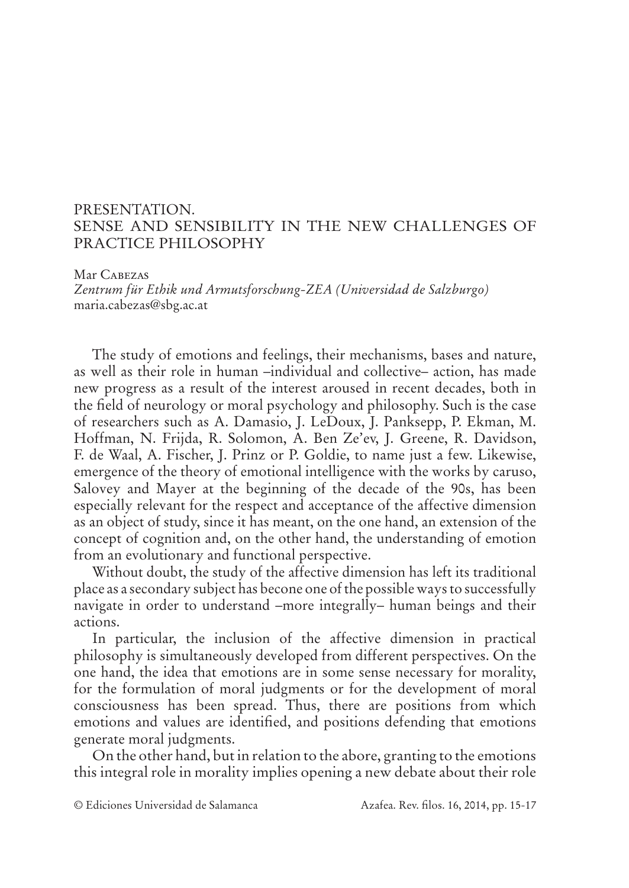# PRESENTATION.
# SENSE AND SENSIBILITY IN THE NEW CHALLENGES OF PRACTICE PHILOSOPHY

Mar Cabezas
*Zentrum für Ethik und Armutsforschung-ZEA (Universidad de Salzburgo)*
maria.cabezas@sbg.ac.at

The study of emotions and feelings, their mechanisms, bases and nature, as well as their role in human –individual and collective– action, has made new progress as a result of the interest aroused in recent decades, both in the field of neurology or moral psychology and philosophy. Such is the case of researchers such as A. Damasio, J. LeDoux, J. Panksepp, P. Ekman, M. Hoffman, N. Frijda, R. Solomon, A. Ben Ze'ev, J. Greene, R. Davidson, F. de Waal, A. Fischer, J. Prinz or P. Goldie, to name just a few. Likewise, emergence of the theory of emotional intelligence with the works by caruso, Salovey and Mayer at the beginning of the decade of the 90s, has been especially relevant for the respect and acceptance of the affective dimension as an object of study, since it has meant, on the one hand, an extension of the concept of cognition and, on the other hand, the understanding of emotion from an evolutionary and functional perspective.

Without doubt, the study of the affective dimension has left its traditional place as a secondary subject has becone one of the possible ways to successfully navigate in order to understand –more integrally– human beings and their actions.

In particular, the inclusion of the affective dimension in practical philosophy is simultaneously developed from different perspectives. On the one hand, the idea that emotions are in some sense necessary for morality, for the formulation of moral judgments or for the development of moral consciousness has been spread. Thus, there are positions from which emotions and values are identified, and positions defending that emotions generate moral judgments.

On the other hand, but in relation to the abore, granting to the emotions this integral role in morality implies opening a new debate about their role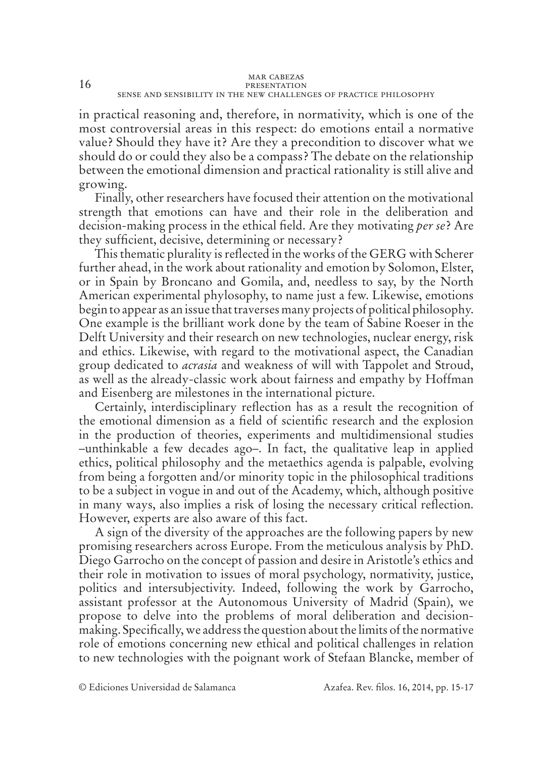in practical reasoning and, therefore, in normativity, which is one of the most controversial areas in this respect: do emotions entail a normative value? Should they have it? Are they a precondition to discover what we should do or could they also be a compass? The debate on the relationship between the emotional dimension and practical rationality is still alive and growing.

Finally, other researchers have focused their attention on the motivational strength that emotions can have and their role in the deliberation and decision-making process in the ethical field. Are they motivating *per se*? Are they sufficient, decisive, determining or necessary?

This thematic plurality is reflected in the works of the GERG with Scherer further ahead, in the work about rationality and emotion by Solomon, Elster, or in Spain by Broncano and Gomila, and, needless to say, by the North American experimental phylosophy, to name just a few. Likewise, emotions begin to appear as an issue that traverses many projects of political philosophy. One example is the brilliant work done by the team of Sabine Roeser in the Delft University and their research on new technologies, nuclear energy, risk and ethics. Likewise, with regard to the motivational aspect, the Canadian group dedicated to *acrasia* and weakness of will with Tappolet and Stroud, as well as the already-classic work about fairness and empathy by Hoffman and Eisenberg are milestones in the international picture.

Certainly, interdisciplinary reflection has as a result the recognition of the emotional dimension as a field of scientific research and the explosion in the production of theories, experiments and multidimensional studies –unthinkable a few decades ago–. In fact, the qualitative leap in applied ethics, political philosophy and the metaethics agenda is palpable, evolving from being a forgotten and/or minority topic in the philosophical traditions to be a subject in vogue in and out of the Academy, which, although positive in many ways, also implies a risk of losing the necessary critical reflection. However, experts are also aware of this fact.

A sign of the diversity of the approaches are the following papers by new promising researchers across Europe. From the meticulous analysis by PhD. Diego Garrocho on the concept of passion and desire in Aristotle's ethics and their role in motivation to issues of moral psychology, normativity, justice, politics and intersubjectivity. Indeed, following the work by Garrocho, assistant professor at the Autonomous University of Madrid (Spain), we propose to delve into the problems of moral deliberation and decision-making. Specifically, we address the question about the limits of the normative role of emotions concerning new ethical and political challenges in relation to new technologies with the poignant work of Stefaan Blancke, member of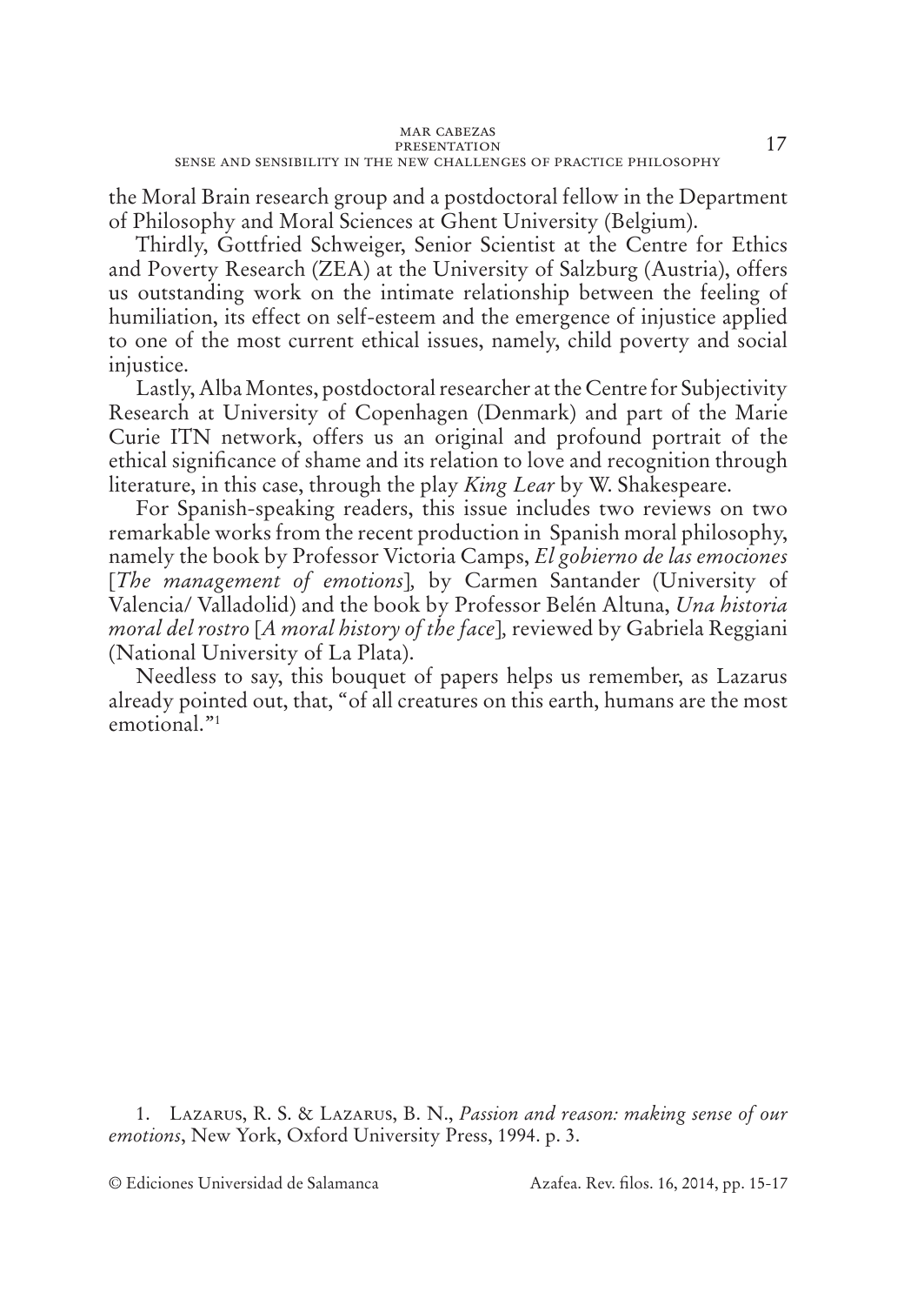the Moral Brain research group and a postdoctoral fellow in the Department of Philosophy and Moral Sciences at Ghent University (Belgium).

Thirdly, Gottfried Schweiger, Senior Scientist at the Centre for Ethics and Poverty Research (ZEA) at the University of Salzburg (Austria), offers us outstanding work on the intimate relationship between the feeling of humiliation, its effect on self-esteem and the emergence of injustice applied to one of the most current ethical issues, namely, child poverty and social injustice.

Lastly, Alba Montes, postdoctoral researcher at the Centre for Subjectivity Research at University of Copenhagen (Denmark) and part of the Marie Curie ITN network, offers us an original and profound portrait of the ethical significance of shame and its relation to love and recognition through literature, in this case, through the play *King Lear* by W. Shakespeare.

For Spanish-speaking readers, this issue includes two reviews on two remarkable works from the recent production in Spanish moral philosophy, namely the book by Professor Victoria Camps, *El gobierno de las emociones* [*The management of emotions*], by Carmen Santander (University of Valencia/ Valladolid) and the book by Professor Belén Altuna, *Una historia moral del rostro* [*A moral history of the face*], reviewed by Gabriela Reggiani (National University of La Plata).

Needless to say, this bouquet of papers helps us remember, as Lazarus already pointed out, that, "of all creatures on this earth, humans are the most emotional."[1]

1. Lazarus, R. S. & Lazarus, B. N., *Passion and reason: making sense of our emotions*, New York, Oxford University Press, 1994. p. 3.